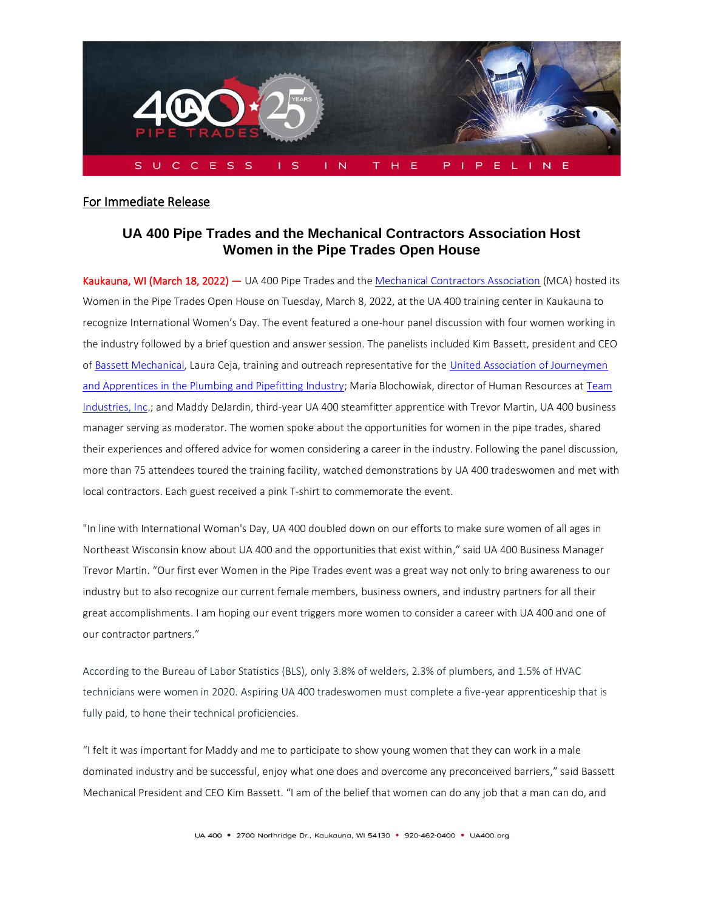For Immediate Release

# UA 400 Pipe Trades and the Mechanical Contractors Association Host Women in the Pipe Trades Open House

Kaukauna, WI (March 18, 2022) — UA 400 Pipe Trades and the Mechanical Contractors Association (MCA) hosted its Women in the Pipe Trades Open House on Tuesday, March 8, 2022, at the UA 400 training center in Kaukauna to recognize International Women's Day. The event featured a one-hour panel discussion with four women working in the industry followed by a brief question and answer session. The panelists included Kim Bassett, president and CEO of Bassett Mechanical, Laura Ceja, training and outreach representative for the United Association of Journeymen and Apprentices in the Plumbing and Pipefitting Industry; Maria Blochowiak, director of Human Resources at Team Industries, Inc.; and Maddy DeJardin, third-year UA 400 steamfitter apprentice with Trevor Martin, UA 400 business manager serving as moderator. The women spoke about the opportunities for women in the pipe trades, shared their experiences and offered advice for women considering a career in the industry. Following the panel discussion, more than 75 attendees toured the training facility, watched demonstrations by UA 400 tradeswomen and met with local contractors. Each guest received a pink T-shirt to commemorate the event.

"In line with International Woman's Day, UA 400 doubled down on our efforts to make sure women of all ages in Northeast Wisconsin know about UA 400 and the opportunities that exist within," said UA 400 Business Manager Trevor Martin. "Our first ever Women in the Pipe Trades event was a great way not only to bring awareness to our industry but to also recognize our current female members, business owners, and industry partners for all their great accomplishments. I am hoping our event triggers more women to consider a career with UA 400 and one of our contractor partners."

According to the Bureau of Labor Statistics (BLS), only 3.8% of welders, 2.3% of plumbers, and 1.5% of HVAC technicians were women in 2020. Aspiring UA 400 tradeswomen must complete a five-year apprenticeship that is fully paid, to hone their technical proficiencies.

"I felt it was important for Maddy and me to participate to show young women that they can work in a male dominated industry and be successful, enjoy what one does and overcome any preconceived barriers," said Bassett Mechanical President and CEO Kim Bassett. "I am of the belief that women can do any job that a man can do, and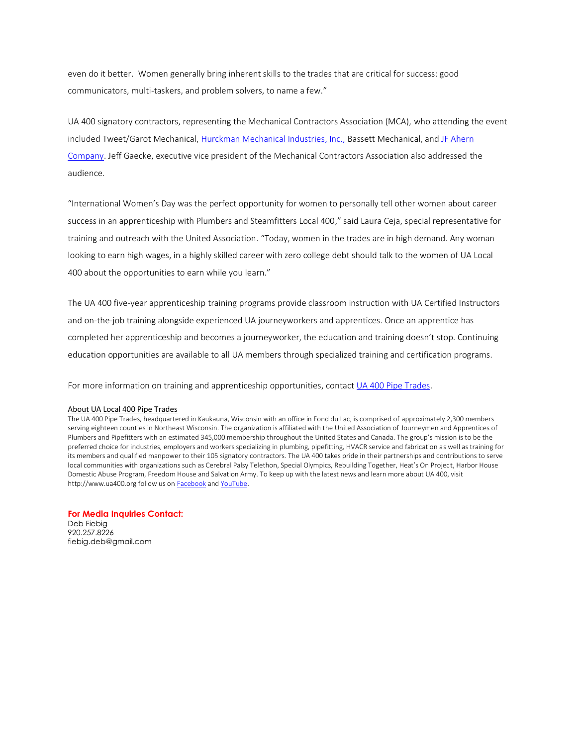even do it better. Women generally bring inherent skills to the trades that are critical for success: good communicators, multi-taskers, and problem solvers, to name a few."

UA 400 signatory contractors, representing the Mechanical Contractors Association (MCA), who attending the event included Tweet/Garot Mechanical, Hurckman Mechanical Industries, Inc., Bassett Mechanical, and JF Ahern Company. Jeff Gaecke, executive vice president of the Mechanical Contractors Association also addressed the audience.

"International Women's Day was the perfect opportunity for women to personally tell other women about career success in an apprenticeship with Plumbers and Steamfitters Local 400," said Laura Ceja, special representative for training and outreach with the United Association. "Today, women in the trades are in high demand. Any woman looking to earn high wages, in a highly skilled career with zero college debt should talk to the women of UA Local 400 about the opportunities to earn while you learn."

The UA 400 five-year apprenticeship training programs provide classroom instruction with UA Certified Instructors and on-the-job training alongside experienced UA journeyworkers and apprentices. Once an apprentice has completed her apprenticeship and becomes a journeyworker, the education and training doesn't stop. Continuing education opportunities are available to all UA members through specialized training and certification programs.

For more information on training and apprenticeship opportunities, contact UA 400 Pipe Trades.

About UA Local 400 Pipe Trades

The UA 400 Pipe Trades, headquartered in Kaukauna, Wisconsin with an office in Fond du Lac, is comprised of approximately 2,300 members serving eighteen counties in Northeast Wisconsin. The organization is affiliated with the United Association of Journeymen and Apprentices of Plumbers and Pipefitters with an estimated 345,000 membership throughout the United States and Canada. The group's mission is to be the preferred choice for industries, employers and workers specializing in plumbing, pipefitting, HVACR service and fabrication as well as training for its members and qualified manpower to their 105 signatory contractors. The UA 400 takes pride in their partnerships and contributions to serve local communities with organizations such as Cerebral Palsy Telethon, Special Olympics, Rebuilding Together, Heat's On Project, Harbor House Domestic Abuse Program, Freedom House and Salvation Army. To keep up with the latest news and learn more about UA 400, visit http://www.ua400.org follow us on Facebook and YouTube.

**For Media Inquiries Contact:**
Deb Fiebig
920.257.8226
fiebig.deb@gmail.com